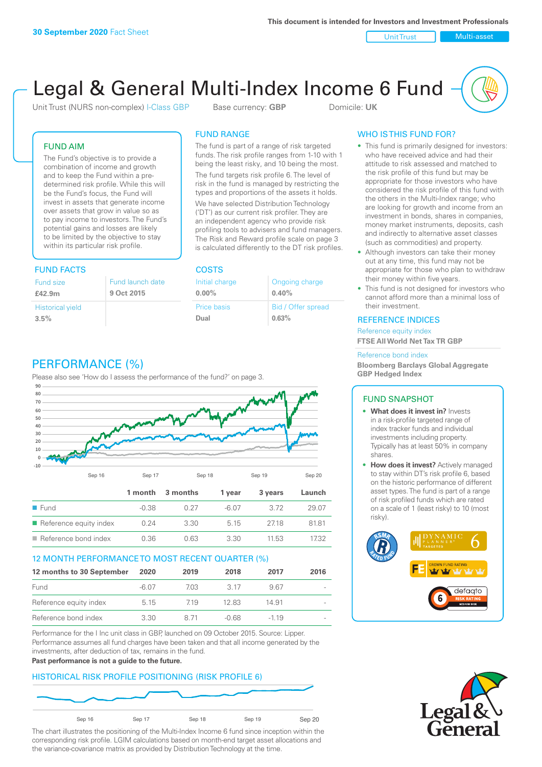30 September 2020 Fact Sheet

This document is intended for Investors and Investment Professionals

Unit Trust | Multi-asset

# Legal & General Multi-Index Income 6 Fund

Unit Trust (NURS non-complex) I-Class GBP    Base currency: **GBP**    Domicile: **UK**

## FUND AIM

The Fund's objective is to provide a combination of income and growth and to keep the Fund within a pre-determined risk profile. While this will be the Fund's focus, the Fund will invest in assets that generate income over assets that grow in value so as to pay income to investors. The Fund's potential gains and losses are likely to be limited by the objective to stay within its particular risk profile.

## FUND RANGE

The fund is part of a range of risk targeted funds. The risk profile ranges from 1-10 with 1 being the least risky, and 10 being the most.

The fund targets risk profile 6. The level of risk in the fund is managed by restricting the types and proportions of the assets it holds.

We have selected Distribution Technology ('DT') as our current risk profiler. They are an independent agency who provide risk profiling tools to advisers and fund managers. The Risk and Reward profile scale on page 3 is calculated differently to the DT risk profiles.

## WHO IS THIS FUND FOR?

- This fund is primarily designed for investors: who have received advice and had their attitude to risk assessed and matched to the risk profile of this fund but may be appropriate for those investors who have considered the risk profile of this fund with the others in the Multi-Index range; who are looking for growth and income from an investment in bonds, shares in companies, money market instruments, deposits, cash and indirectly to alternative asset classes (such as commodities) and property.
- Although investors can take their money out at any time, this fund may not be appropriate for those who plan to withdraw their money within five years.
- This fund is not designed for investors who cannot afford more than a minimal loss of their investment.

## FUND FACTS

| Fund size | Fund launch date |
|---|---|
| **£42.9m** | **9 Oct 2015** |
| Historical yield | |
| **3.5%** | |

## COSTS

| Initial charge | Ongoing charge |
|---|---|
| **0.00%** | **0.40%** |
| Price basis | Bid / Offer spread |
| **Dual** | **0.63%** |

## REFERENCE INDICES

Reference equity index
**FTSE All World Net Tax TR GBP**

Reference bond index
**Bloomberg Barclays Global Aggregate GBP Hedged Index**

## PERFORMANCE (%)

Please also see 'How do I assess the performance of the fund?' on page 3.

| | 1 month | 3 months | 1 year | 3 years | Launch |
|---|---|---|---|---|---|
| Fund | -0.38 | 0.27 | -6.07 | 3.72 | 29.07 |
| Reference equity index | 0.24 | 3.30 | 5.15 | 27.18 | 81.81 |
| Reference bond index | 0.36 | 0.63 | 3.30 | 11.53 | 17.32 |

## 12 MONTH PERFORMANCE TO MOST RECENT QUARTER (%)

| 12 months to 30 September | 2020 | 2019 | 2018 | 2017 | 2016 |
|---|---|---|---|---|---|
| Fund | -6.07 | 7.03 | 3.17 | 9.67 | - |
| Reference equity index | 5.15 | 7.19 | 12.83 | 14.91 | - |
| Reference bond index | 3.30 | 8.71 | -0.68 | -1.19 | - |

Performance for the I Inc unit class in GBP, launched on 09 October 2015. Source: Lipper. Performance assumes all fund charges have been taken and that all income generated by the investments, after deduction of tax, remains in the fund.
**Past performance is not a guide to the future.**

## HISTORICAL RISK PROFILE POSITIONING (RISK PROFILE 6)

The chart illustrates the positioning of the Multi-Index Income 6 fund since inception within the corresponding risk profile. LGIM calculations based on month-end target asset allocations and the variance-covariance matrix as provided by Distribution Technology at the time.

## FUND SNAPSHOT

- **What does it invest in?** Invests in a risk-profile targeted range of index tracker funds and individual investments including property. Typically has at least 50% in company shares.
- **How does it invest?** Actively managed to stay within DT's risk profile 6, based on the historic performance of different asset types. The fund is part of a range of risk profiled funds which are rated on a scale of 1 (least risky) to 10 (most risky).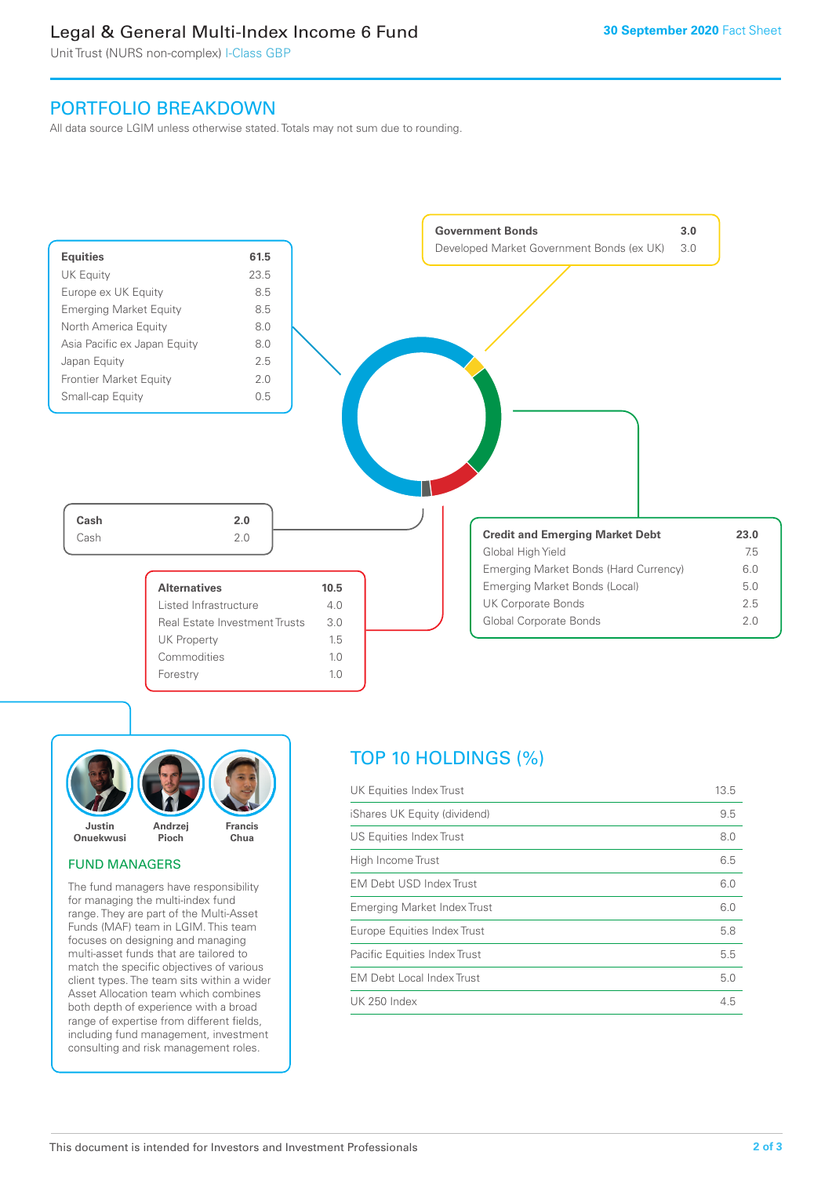# Legal & General Multi-Index Income 6 Fund

Unit Trust (NURS non-complex) I-Class GBP

30 September 2020 Fact Sheet

## PORTFOLIO BREAKDOWN

All data source LGIM unless otherwise stated. Totals may not sum due to rounding.

| Equities | 61.5 |
|---|---|
| UK Equity | 23.5 |
| Europe ex UK Equity | 8.5 |
| Emerging Market Equity | 8.5 |
| North America Equity | 8.0 |
| Asia Pacific ex Japan Equity | 8.0 |
| Japan Equity | 2.5 |
| Frontier Market Equity | 2.0 |
| Small-cap Equity | 0.5 |

| Government Bonds | 3.0 |
|---|---|
| Developed Market Government Bonds (ex UK) | 3.0 |

| Credit and Emerging Market Debt | 23.0 |
|---|---|
| Global High Yield | 7.5 |
| Emerging Market Bonds (Hard Currency) | 6.0 |
| Emerging Market Bonds (Local) | 5.0 |
| UK Corporate Bonds | 2.5 |
| Global Corporate Bonds | 2.0 |

| Alternatives | 10.5 |
|---|---|
| Listed Infrastructure | 4.0 |
| Real Estate Investment Trusts | 3.0 |
| UK Property | 1.5 |
| Commodities | 1.0 |
| Forestry | 1.0 |

| Cash | 2.0 |
|---|---|
| Cash | 2.0 |

Justin Onuekwusi, Andrzej Pioch, Francis Chua

### FUND MANAGERS

The fund managers have responsibility for managing the multi-index fund range. They are part of the Multi-Asset Funds (MAF) team in LGIM. This team focuses on designing and managing multi-asset funds that are tailored to match the specific objectives of various client types. The team sits within a wider Asset Allocation team which combines both depth of experience with a broad range of expertise from different fields, including fund management, investment consulting and risk management roles.

## TOP 10 HOLDINGS (%)

| Holding | % |
|---|---|
| UK Equities Index Trust | 13.5 |
| iShares UK Equity (dividend) | 9.5 |
| US Equities Index Trust | 8.0 |
| High Income Trust | 6.5 |
| EM Debt USD Index Trust | 6.0 |
| Emerging Market Index Trust | 6.0 |
| Europe Equities Index Trust | 5.8 |
| Pacific Equities Index Trust | 5.5 |
| EM Debt Local Index Trust | 5.0 |
| UK 250 Index | 4.5 |

This document is intended for Investors and Investment Professionals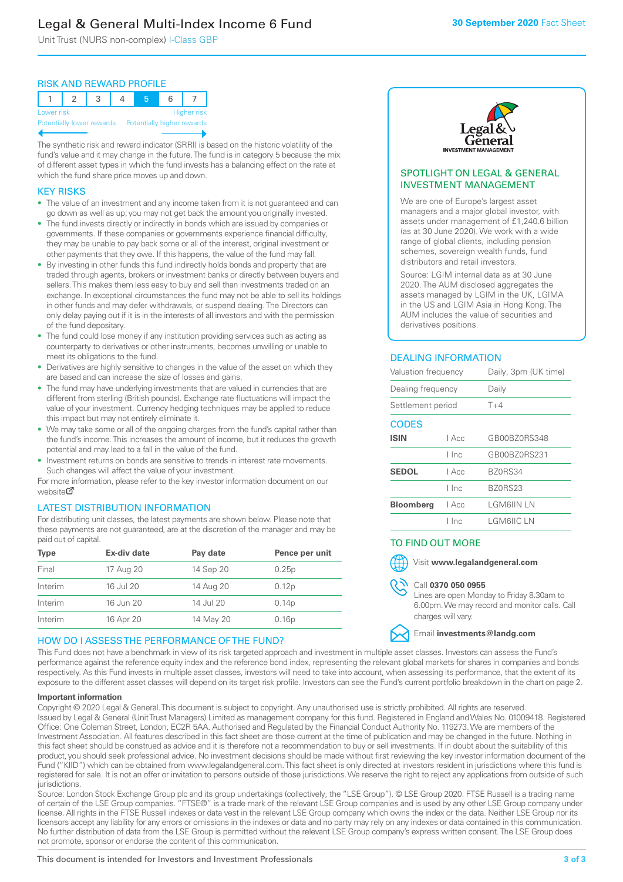# Legal & General Multi-Index Income 6 Fund

Unit Trust (NURS non-complex) I-Class GBP

30 September 2020 Fact Sheet

## RISK AND REWARD PROFILE

| 1 | 2 | 3 | 4 | 5 | 6 | 7 |
|---|---|---|---|---|---|---|

Lower risk — Higher risk

Potentially lower rewards — Potentially higher rewards

The synthetic risk and reward indicator (SRRI) is based on the historic volatility of the fund's value and it may change in the future. The fund is in category 5 because the mix of different asset types in which the fund invests has a balancing effect on the rate at which the fund share price moves up and down.

## KEY RISKS

- The value of an investment and any income taken from it is not guaranteed and can go down as well as up; you may not get back the amount you originally invested.
- The fund invests directly or indirectly in bonds which are issued by companies or governments. If these companies or governments experience financial difficulty, they may be unable to pay back some or all of the interest, original investment or other payments that they owe. If this happens, the value of the fund may fall.
- By investing in other funds this fund indirectly holds bonds and property that are traded through agents, brokers or investment banks or directly between buyers and sellers. This makes them less easy to buy and sell than investments traded on an exchange. In exceptional circumstances the fund may not be able to sell its holdings in other funds and may defer withdrawals, or suspend dealing. The Directors can only delay paying out if it is in the interests of all investors and with the permission of the fund depositary.
- The fund could lose money if any institution providing services such as acting as counterparty to derivatives or other instruments, becomes unwilling or unable to meet its obligations to the fund.
- Derivatives are highly sensitive to changes in the value of the asset on which they are based and can increase the size of losses and gains.
- The fund may have underlying investments that are valued in currencies that are different from sterling (British pounds). Exchange rate fluctuations will impact the value of your investment. Currency hedging techniques may be applied to reduce this impact but may not entirely eliminate it.
- We may take some or all of the ongoing charges from the fund's capital rather than the fund's income. This increases the amount of income, but it reduces the growth potential and may lead to a fall in the value of the fund.
- Investment returns on bonds are sensitive to trends in interest rate movements. Such changes will affect the value of your investment.

For more information, please refer to the key investor information document on our website

## LATEST DISTRIBUTION INFORMATION

For distributing unit classes, the latest payments are shown below. Please note that these payments are not guaranteed, are at the discretion of the manager and may be paid out of capital.

| Type | Ex-div date | Pay date | Pence per unit |
|---|---|---|---|
| Final | 17 Aug 20 | 14 Sep 20 | 0.25p |
| Interim | 16 Jul 20 | 14 Aug 20 | 0.12p |
| Interim | 16 Jun 20 | 14 Jul 20 | 0.14p |
| Interim | 16 Apr 20 | 14 May 20 | 0.16p |

## HOW DO I ASSESS THE PERFORMANCE OF THE FUND?

This Fund does not have a benchmark in view of its risk targeted approach and investment in multiple asset classes. Investors can assess the Fund's performance against the reference equity index and the reference bond index, representing the relevant global markets for shares in companies and bonds respectively. As this Fund invests in multiple asset classes, investors will need to take into account, when assessing its performance, that the extent of its exposure to the different asset classes will depend on its target risk profile. Investors can see the Fund's current portfolio breakdown in the chart on page 2.

## SPOTLIGHT ON LEGAL & GENERAL INVESTMENT MANAGEMENT

We are one of Europe's largest asset managers and a major global investor, with assets under management of £1,240.6 billion (as at 30 June 2020). We work with a wide range of global clients, including pension schemes, sovereign wealth funds, fund distributors and retail investors.

Source: LGIM internal data as at 30 June 2020. The AUM disclosed aggregates the assets managed by LGIM in the UK, LGIMA in the US and LGIM Asia in Hong Kong. The AUM includes the value of securities and derivatives positions.

## DEALING INFORMATION

| | |
|---|---|
| Valuation frequency | Daily, 3pm (UK time) |
| Dealing frequency | Daily |
| Settlement period | T+4 |

## CODES

| | | |
|---|---|---|
| **ISIN** | I Acc | GB00BZ0RS348 |
| | I Inc | GB00BZ0RS231 |
| **SEDOL** | I Acc | BZ0RS34 |
| | I Inc | BZ0RS23 |
| **Bloomberg** | I Acc | LGM6IIN LN |
| | I Inc | LGM6IIC LN |

## TO FIND OUT MORE

Visit **www.legalandgeneral.com**

Call **0370 050 0955**
Lines are open Monday to Friday 8.30am to 6.00pm. We may record and monitor calls. Call charges will vary.

Email **investments@landg.com**

### Important information

Copyright © 2020 Legal & General. This document is subject to copyright. Any unauthorised use is strictly prohibited. All rights are reserved. Issued by Legal & General (Unit Trust Managers) Limited as management company for this fund. Registered in England and Wales No. 01009418. Registered Office: One Coleman Street, London, EC2R 5AA. Authorised and Regulated by the Financial Conduct Authority No. 119273. We are members of the Investment Association. All features described in this fact sheet are those current at the time of publication and may be changed in the future. Nothing in this fact sheet should be construed as advice and it is therefore not a recommendation to buy or sell investments. If in doubt about the suitability of this product, you should seek professional advice. No investment decisions should be made without first reviewing the key investor information document of the Fund ("KIID") which can be obtained from www.legalandgeneral.com. This fact sheet is only directed at investors resident in jurisdictions where this fund is registered for sale. It is not an offer or invitation to persons outside of those jurisdictions. We reserve the right to reject any applications from outside of such jurisdictions.

Source: London Stock Exchange Group plc and its group undertakings (collectively, the "LSE Group"). © LSE Group 2020. FTSE Russell is a trading name of certain of the LSE Group companies. "FTSE®" is a trade mark of the relevant LSE Group companies and is used by any other LSE Group company under license. All rights in the FTSE Russell indexes or data vest in the relevant LSE Group company which owns the index or the data. Neither LSE Group nor its licensors accept any liability for any errors or omissions in the indexes or data and no party may rely on any indexes or data contained in this communication. No further distribution of data from the LSE Group is permitted without the relevant LSE Group company's express written consent. The LSE Group does not promote, sponsor or endorse the content of this communication.

This document is intended for Investors and Investment Professionals